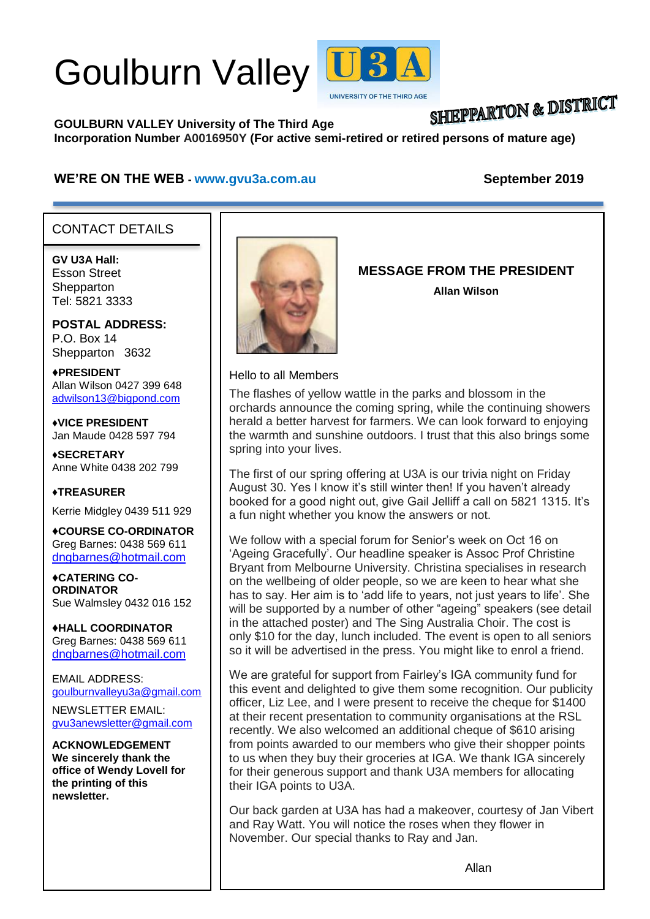# Goulburn Valley U3A

UNIVERSITY OF THE THIRD AGE

SHEPPARTON & DISTRICT

**GOULBURN VALLEY University of The Third Age**
**Incorporation Number A0016950Y (For active semi-retired or retired persons of mature age)**

**WE'RE ON THE WEB - www.gvu3a.com.au** **September 2019**

## CONTACT DETAILS

**GV U3A Hall:**
Esson Street
Shepparton
Tel: 5821 3333

**POSTAL ADDRESS:**
P.O. Box 14
Shepparton 3632

**♦PRESIDENT**
Allan Wilson 0427 399 648
adwilson13@bigpond.com

**♦VICE PRESIDENT**
Jan Maude 0428 597 794

**♦SECRETARY**
Anne White 0438 202 799

**♦TREASURER**
Kerrie Midgley 0439 511 929

**♦COURSE CO-ORDINATOR**
Greg Barnes: 0438 569 611
dngbarnes@hotmail.com

**♦CATERING CO-ORDINATOR**
Sue Walmsley 0432 016 152

**♦HALL COORDINATOR**
Greg Barnes: 0438 569 611
dngbarnes@hotmail.com

EMAIL ADDRESS:
goulburnvalleyu3a@gmail.com

NEWSLETTER EMAIL:
gvu3anewsletter@gmail.com

**ACKNOWLEDGEMENT**
**We sincerely thank the office of Wendy Lovell for the printing of this newsletter.**

## MESSAGE FROM THE PRESIDENT

**Allan Wilson**

Hello to all Members

The flashes of yellow wattle in the parks and blossom in the orchards announce the coming spring, while the continuing showers herald a better harvest for farmers. We can look forward to enjoying the warmth and sunshine outdoors. I trust that this also brings some spring into your lives.

The first of our spring offering at U3A is our trivia night on Friday August 30. Yes I know it's still winter then! If you haven't already booked for a good night out, give Gail Jelliff a call on 5821 1315. It's a fun night whether you know the answers or not.

We follow with a special forum for Senior's week on Oct 16 on 'Ageing Gracefully'. Our headline speaker is Assoc Prof Christine Bryant from Melbourne University. Christina specialises in research on the wellbeing of older people, so we are keen to hear what she has to say. Her aim is to 'add life to years, not just years to life'. She will be supported by a number of other "ageing" speakers (see detail in the attached poster) and The Sing Australia Choir. The cost is only $10 for the day, lunch included. The event is open to all seniors so it will be advertised in the press. You might like to enrol a friend.

We are grateful for support from Fairley's IGA community fund for this event and delighted to give them some recognition. Our publicity officer, Liz Lee, and I were present to receive the cheque for $1400 at their recent presentation to community organisations at the RSL recently. We also welcomed an additional cheque of $610 arising from points awarded to our members who give their shopper points to us when they buy their groceries at IGA. We thank IGA sincerely for their generous support and thank U3A members for allocating their IGA points to U3A.

Our back garden at U3A has had a makeover, courtesy of Jan Vibert and Ray Watt. You will notice the roses when they flower in November. Our special thanks to Ray and Jan.

Allan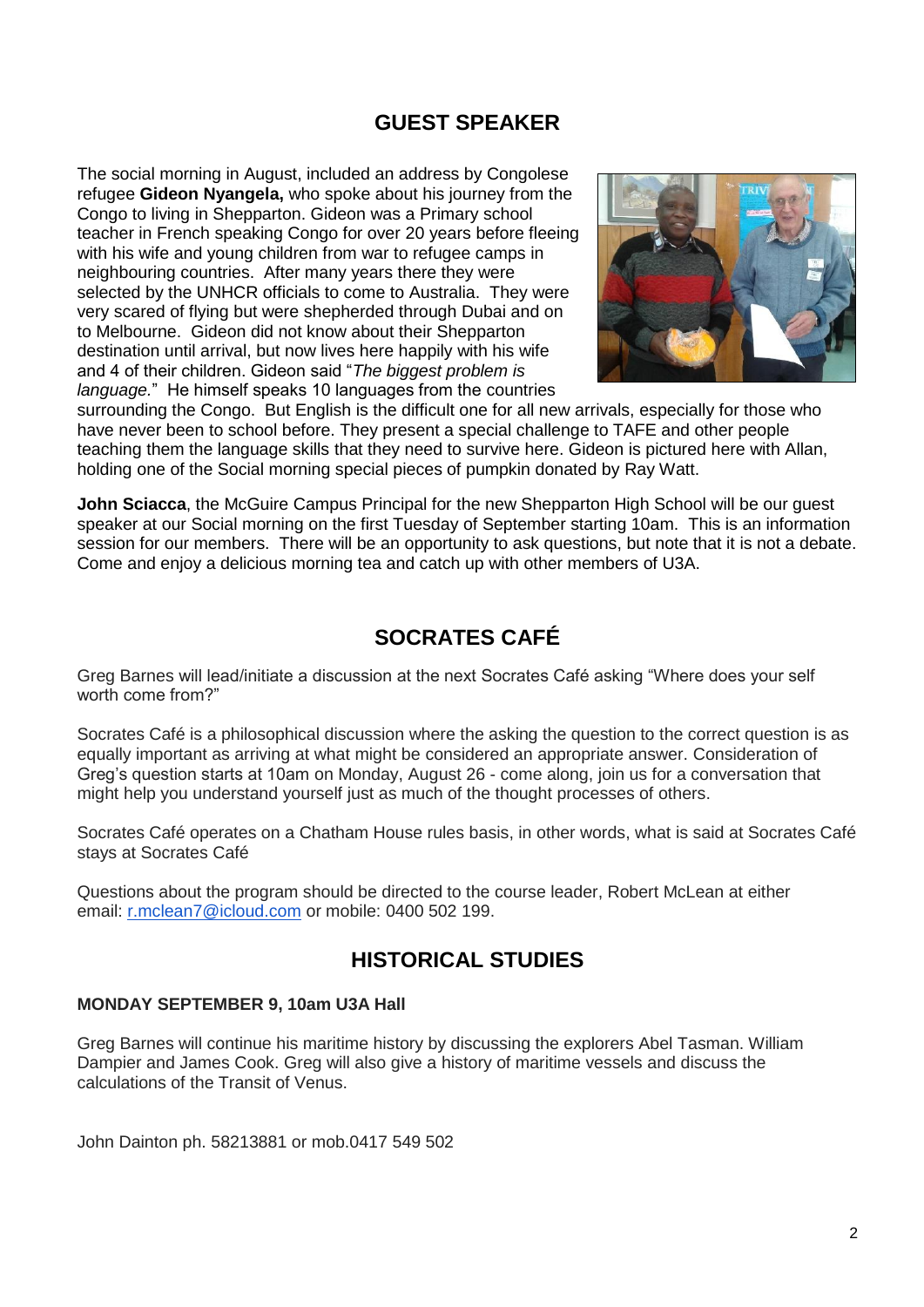## GUEST SPEAKER

The social morning in August, included an address by Congolese refugee **Gideon Nyangela,** who spoke about his journey from the Congo to living in Shepparton. Gideon was a Primary school teacher in French speaking Congo for over 20 years before fleeing with his wife and young children from war to refugee camps in neighbouring countries. After many years there they were selected by the UNHCR officials to come to Australia. They were very scared of flying but were shepherded through Dubai and on to Melbourne. Gideon did not know about their Shepparton destination until arrival, but now lives here happily with his wife and 4 of their children. Gideon said "*The biggest problem is language.*" He himself speaks 10 languages from the countries surrounding the Congo. But English is the difficult one for all new arrivals, especially for those who have never been to school before. They present a special challenge to TAFE and other people teaching them the language skills that they need to survive here. Gideon is pictured here with Allan, holding one of the Social morning special pieces of pumpkin donated by Ray Watt.

**John Sciacca**, the McGuire Campus Principal for the new Shepparton High School will be our guest speaker at our Social morning on the first Tuesday of September starting 10am. This is an information session for our members. There will be an opportunity to ask questions, but note that it is not a debate. Come and enjoy a delicious morning tea and catch up with other members of U3A.

## SOCRATES CAFÉ

Greg Barnes will lead/initiate a discussion at the next Socrates Café asking "Where does your self worth come from?"

Socrates Café is a philosophical discussion where the asking the question to the correct question is as equally important as arriving at what might be considered an appropriate answer. Consideration of Greg's question starts at 10am on Monday, August 26 - come along, join us for a conversation that might help you understand yourself just as much of the thought processes of others.

Socrates Café operates on a Chatham House rules basis, in other words, what is said at Socrates Café stays at Socrates Café

Questions about the program should be directed to the course leader, Robert McLean at either email: r.mclean7@icloud.com or mobile: 0400 502 199.

## HISTORICAL STUDIES

**MONDAY SEPTEMBER 9, 10am U3A Hall**

Greg Barnes will continue his maritime history by discussing the explorers Abel Tasman. William Dampier and James Cook. Greg will also give a history of maritime vessels and discuss the calculations of the Transit of Venus.

John Dainton ph. 58213881 or mob.0417 549 502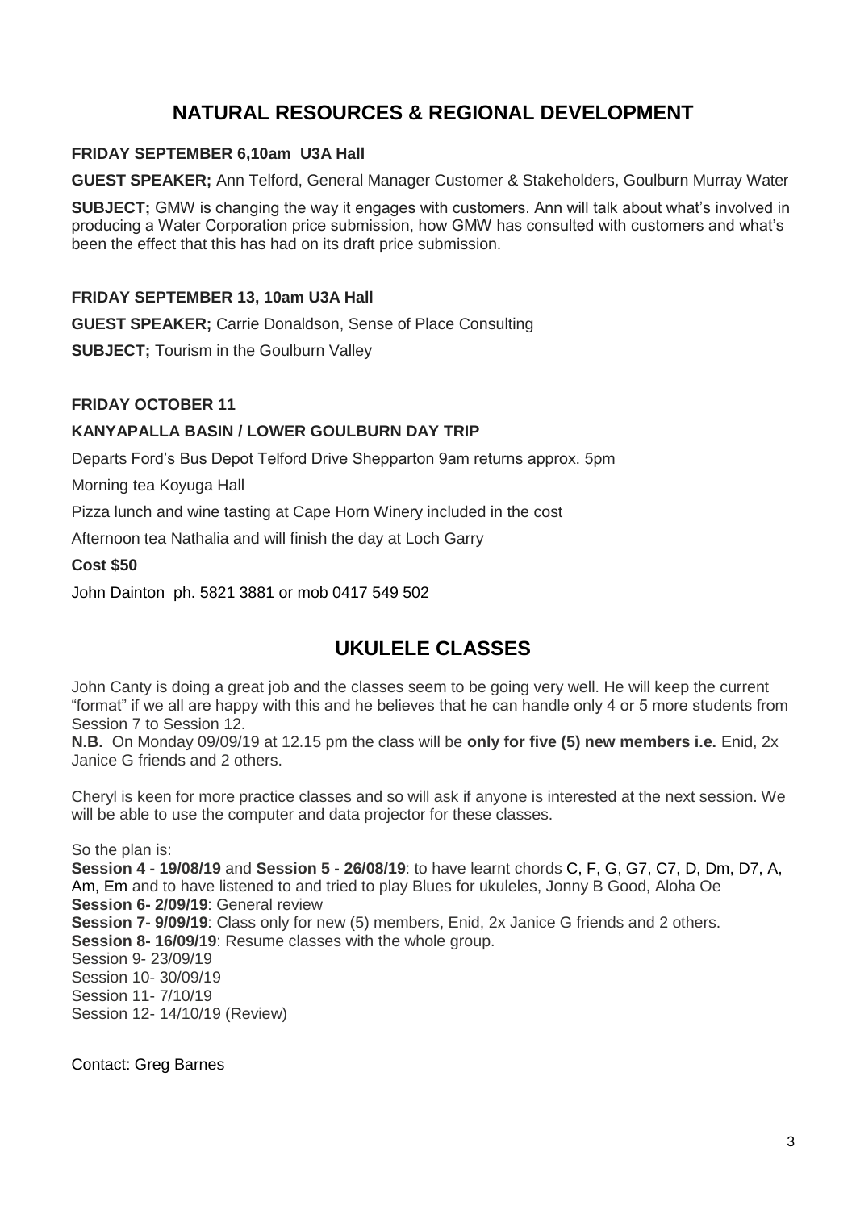## NATURAL RESOURCES & REGIONAL DEVELOPMENT

**FRIDAY SEPTEMBER 6,10am U3A Hall**

**GUEST SPEAKER;** Ann Telford, General Manager Customer & Stakeholders, Goulburn Murray Water

**SUBJECT;** GMW is changing the way it engages with customers. Ann will talk about what's involved in producing a Water Corporation price submission, how GMW has consulted with customers and what's been the effect that this has had on its draft price submission.

**FRIDAY SEPTEMBER 13, 10am U3A Hall**

**GUEST SPEAKER;** Carrie Donaldson, Sense of Place Consulting

**SUBJECT;** Tourism in the Goulburn Valley

**FRIDAY OCTOBER 11**

**KANYAPALLA BASIN / LOWER GOULBURN DAY TRIP**

Departs Ford's Bus Depot Telford Drive Shepparton 9am returns approx. 5pm

Morning tea Koyuga Hall

Pizza lunch and wine tasting at Cape Horn Winery included in the cost

Afternoon tea Nathalia and will finish the day at Loch Garry

**Cost $50**

John Dainton ph. 5821 3881 or mob 0417 549 502

## UKULELE CLASSES

John Canty is doing a great job and the classes seem to be going very well. He will keep the current "format" if we all are happy with this and he believes that he can handle only 4 or 5 more students from Session 7 to Session 12.

**N.B.** On Monday 09/09/19 at 12.15 pm the class will be **only for five (5) new members i.e.** Enid, 2x Janice G friends and 2 others.

Cheryl is keen for more practice classes and so will ask if anyone is interested at the next session. We will be able to use the computer and data projector for these classes.

So the plan is:

**Session 4 - 19/08/19** and **Session 5 - 26/08/19**: to have learnt chords C, F, G, G7, C7, D, Dm, D7, A, Am, Em and to have listened to and tried to play Blues for ukuleles, Jonny B Good, Aloha Oe

**Session 6- 2/09/19**: General review

**Session 7- 9/09/19**: Class only for new (5) members, Enid, 2x Janice G friends and 2 others.

**Session 8- 16/09/19**: Resume classes with the whole group.

Session 9- 23/09/19

Session 10- 30/09/19

Session 11- 7/10/19

Session 12- 14/10/19 (Review)

Contact: Greg Barnes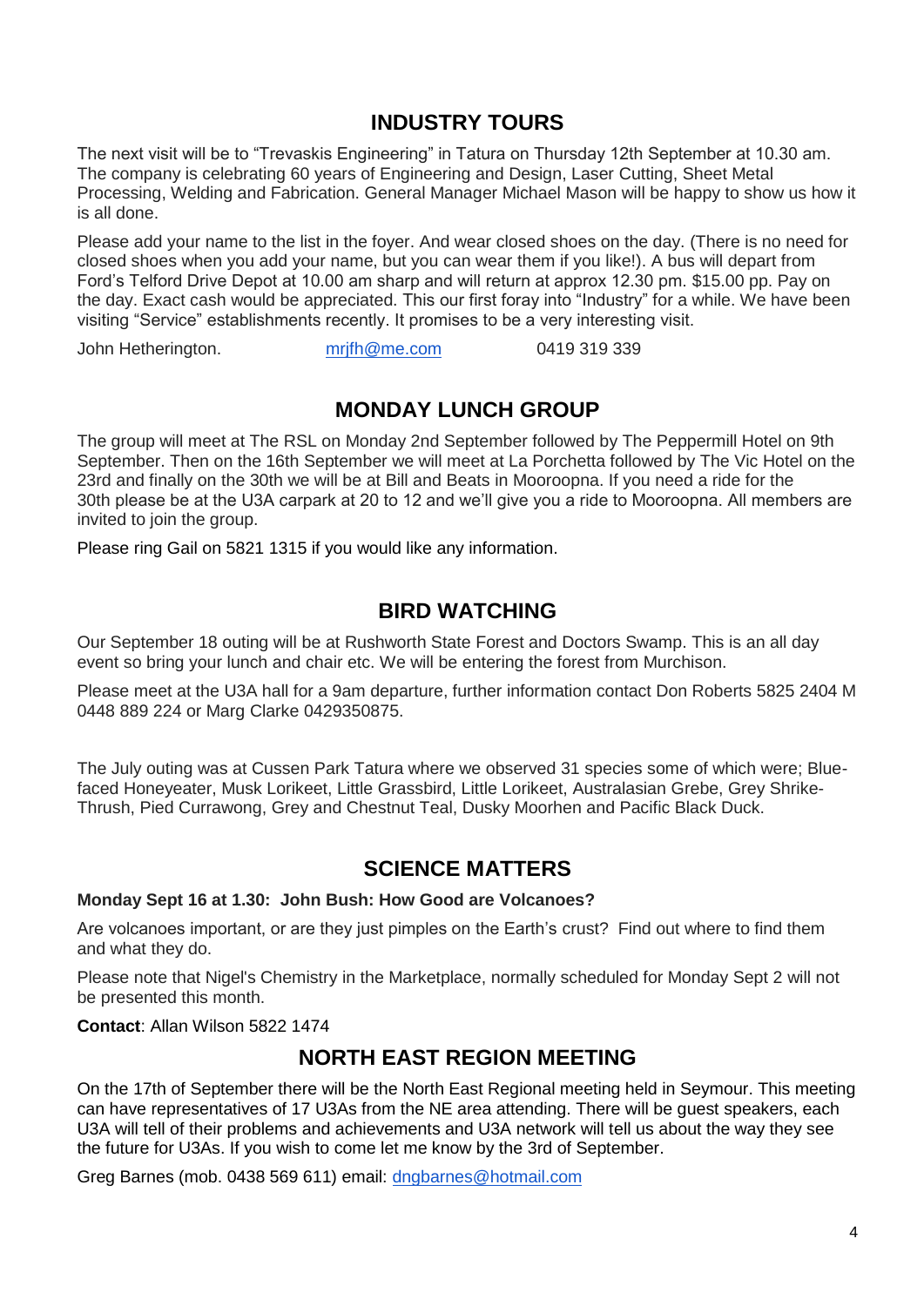## INDUSTRY TOURS

The next visit will be to “Trevaskis Engineering” in Tatura on Thursday 12th September at 10.30 am. The company is celebrating 60 years of Engineering and Design, Laser Cutting, Sheet Metal Processing, Welding and Fabrication. General Manager Michael Mason will be happy to show us how it is all done.

Please add your name to the list in the foyer. And wear closed shoes on the day. (There is no need for closed shoes when you add your name, but you can wear them if you like!). A bus will depart from Ford’s Telford Drive Depot at 10.00 am sharp and will return at approx 12.30 pm. $15.00 pp. Pay on the day. Exact cash would be appreciated. This our first foray into “Industry” for a while. We have been visiting “Service” establishments recently. It promises to be a very interesting visit.

John Hetherington. mrjfh@me.com 0419 319 339

## MONDAY LUNCH GROUP

The group will meet at The RSL on Monday 2nd September followed by The Peppermill Hotel on 9th September. Then on the 16th September we will meet at La Porchetta followed by The Vic Hotel on the 23rd and finally on the 30th we will be at Bill and Beats in Mooroopna. If you need a ride for the 30th please be at the U3A carpark at 20 to 12 and we’ll give you a ride to Mooroopna. All members are invited to join the group.

Please ring Gail on 5821 1315 if you would like any information.

## BIRD WATCHING

Our September 18 outing will be at Rushworth State Forest and Doctors Swamp. This is an all day event so bring your lunch and chair etc. We will be entering the forest from Murchison.

Please meet at the U3A hall for a 9am departure, further information contact Don Roberts 5825 2404 M 0448 889 224 or Marg Clarke 0429350875.

The July outing was at Cussen Park Tatura where we observed 31 species some of which were; Blue-faced Honeyeater, Musk Lorikeet, Little Grassbird, Little Lorikeet, Australasian Grebe, Grey Shrike-Thrush, Pied Currawong, Grey and Chestnut Teal, Dusky Moorhen and Pacific Black Duck.

## SCIENCE MATTERS

**Monday Sept 16 at 1.30: John Bush: How Good are Volcanoes?**

Are volcanoes important, or are they just pimples on the Earth’s crust? Find out where to find them and what they do.

Please note that Nigel's Chemistry in the Marketplace, normally scheduled for Monday Sept 2 will not be presented this month.

**Contact**: Allan Wilson 5822 1474

## NORTH EAST REGION MEETING

On the 17th of September there will be the North East Regional meeting held in Seymour. This meeting can have representatives of 17 U3As from the NE area attending. There will be guest speakers, each U3A will tell of their problems and achievements and U3A network will tell us about the way they see the future for U3As. If you wish to come let me know by the 3rd of September.

Greg Barnes (mob. 0438 569 611) email: dngbarnes@hotmail.com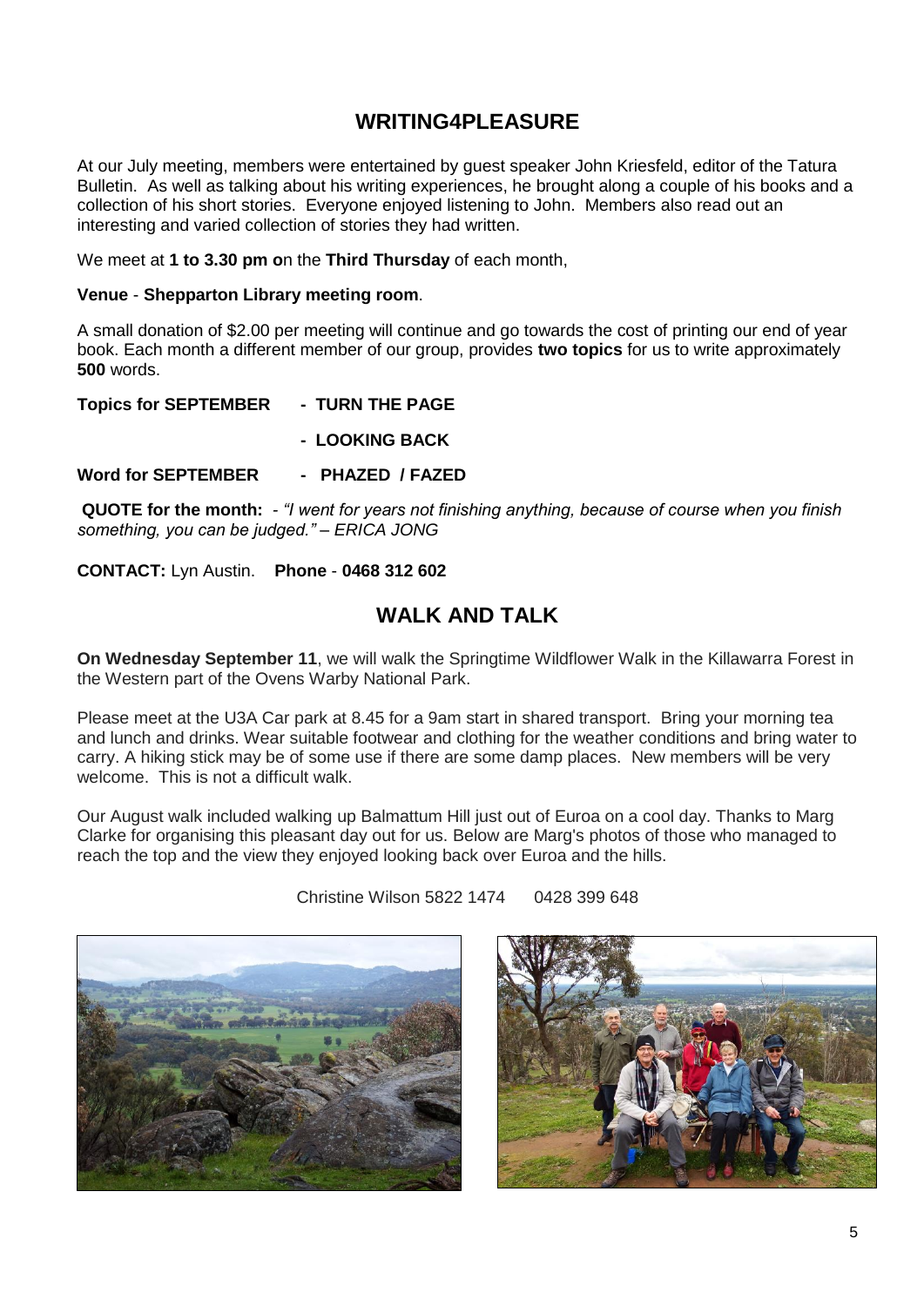## WRITING4PLEASURE

At our July meeting, members were entertained by guest speaker John Kriesfeld, editor of the Tatura Bulletin. As well as talking about his writing experiences, he brought along a couple of his books and a collection of his short stories. Everyone enjoyed listening to John. Members also read out an interesting and varied collection of stories they had written.

We meet at **1 to 3.30 pm o**n the **Third Thursday** of each month,

**Venue** - **Shepparton Library meeting room**.

A small donation of $2.00 per meeting will continue and go towards the cost of printing our end of year book. Each month a different member of our group, provides **two topics** for us to write approximately **500** words.

**Topics for SEPTEMBER - TURN THE PAGE**

**- LOOKING BACK**

**Word for SEPTEMBER - PHAZED / FAZED**

**QUOTE for the month:** - *"I went for years not finishing anything, because of course when you finish something, you can be judged." – ERICA JONG*

**CONTACT:** Lyn Austin. **Phone** - **0468 312 602**

## WALK AND TALK

**On Wednesday September 11**, we will walk the Springtime Wildflower Walk in the Killawarra Forest in the Western part of the Ovens Warby National Park.

Please meet at the U3A Car park at 8.45 for a 9am start in shared transport. Bring your morning tea and lunch and drinks. Wear suitable footwear and clothing for the weather conditions and bring water to carry. A hiking stick may be of some use if there are some damp places. New members will be very welcome. This is not a difficult walk.

Our August walk included walking up Balmattum Hill just out of Euroa on a cool day. Thanks to Marg Clarke for organising this pleasant day out for us. Below are Marg's photos of those who managed to reach the top and the view they enjoyed looking back over Euroa and the hills.

Christine Wilson 5822 1474 0428 399 648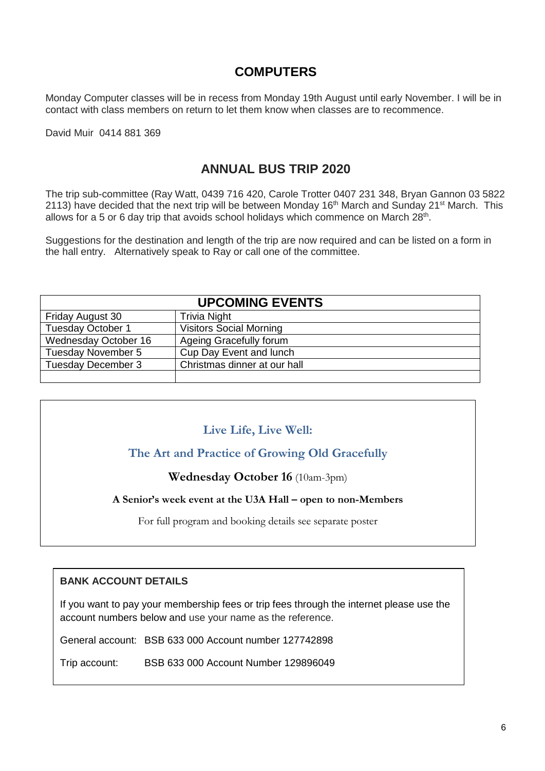## COMPUTERS

Monday Computer classes will be in recess from Monday 19th August until early November. I will be in contact with class members on return to let them know when classes are to recommence.

David Muir 0414 881 369

## ANNUAL BUS TRIP 2020

The trip sub-committee (Ray Watt, 0439 716 420, Carole Trotter 0407 231 348, Bryan Gannon 03 5822 2113) have decided that the next trip will be between Monday 16th March and Sunday 21st March. This allows for a 5 or 6 day trip that avoids school holidays which commence on March 28th.

Suggestions for the destination and length of the trip are now required and can be listed on a form in the hall entry. Alternatively speak to Ray or call one of the committee.

| UPCOMING EVENTS | |
|---|---|
| Friday August 30 | Trivia Night |
| Tuesday October 1 | Visitors Social Morning |
| Wednesday October 16 | Ageing Gracefully forum |
| Tuesday November 5 | Cup Day Event and lunch |
| Tuesday December 3 | Christmas dinner at our hall |
| | |

### Live Life, Live Well:

### The Art and Practice of Growing Old Gracefully

**Wednesday October 16** (10am-3pm)

**A Senior's week event at the U3A Hall – open to non-Members**

For full program and booking details see separate poster

**BANK ACCOUNT DETAILS**

If you want to pay your membership fees or trip fees through the internet please use the account numbers below and use your name as the reference.

General account: BSB 633 000 Account number 127742898

Trip account: BSB 633 000 Account Number 129896049